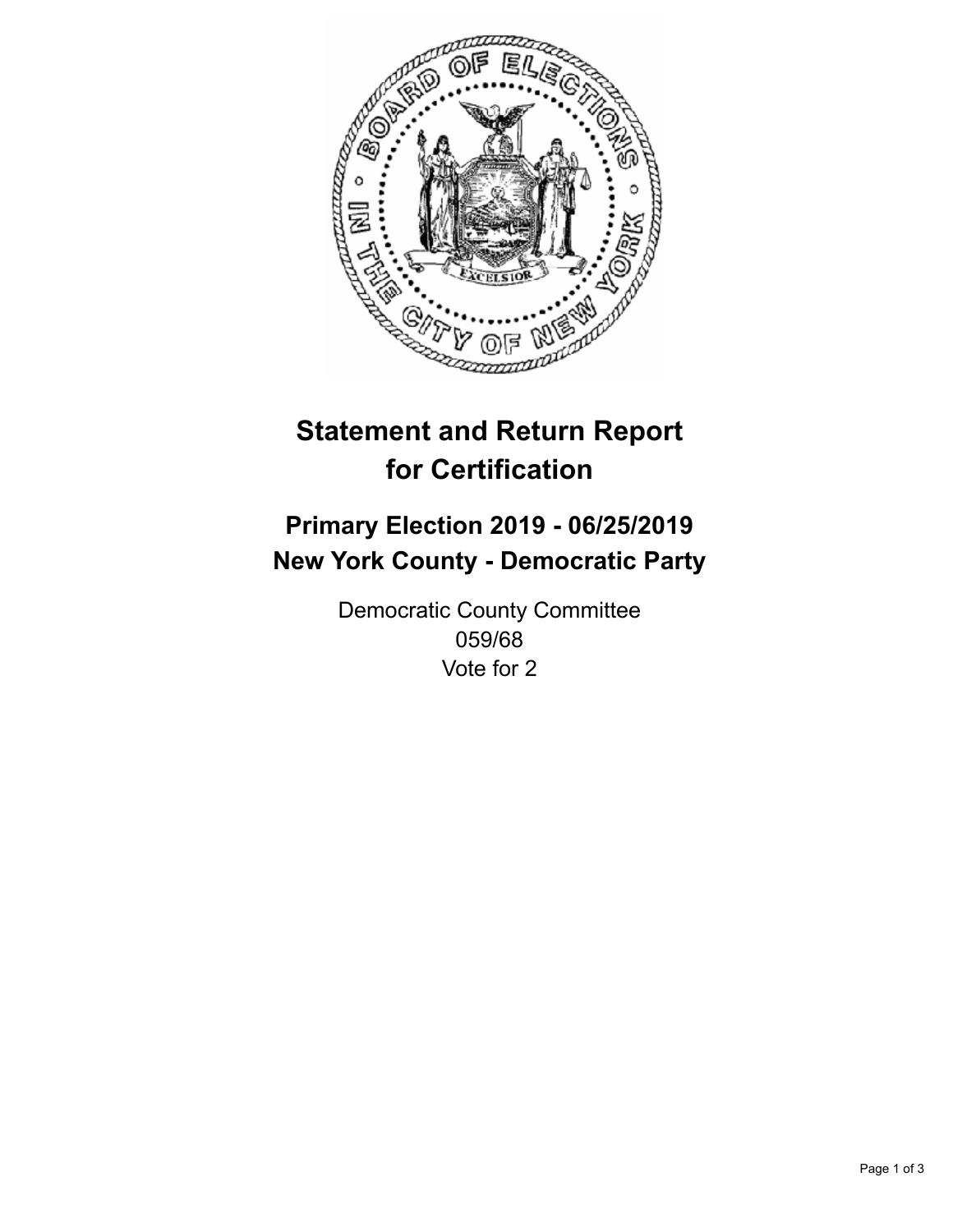# Statement and Return Report for Certification

## Primary Election 2019 - 06/25/2019
## New York County - Democratic Party

Democratic County Committee
059/68
Vote for 2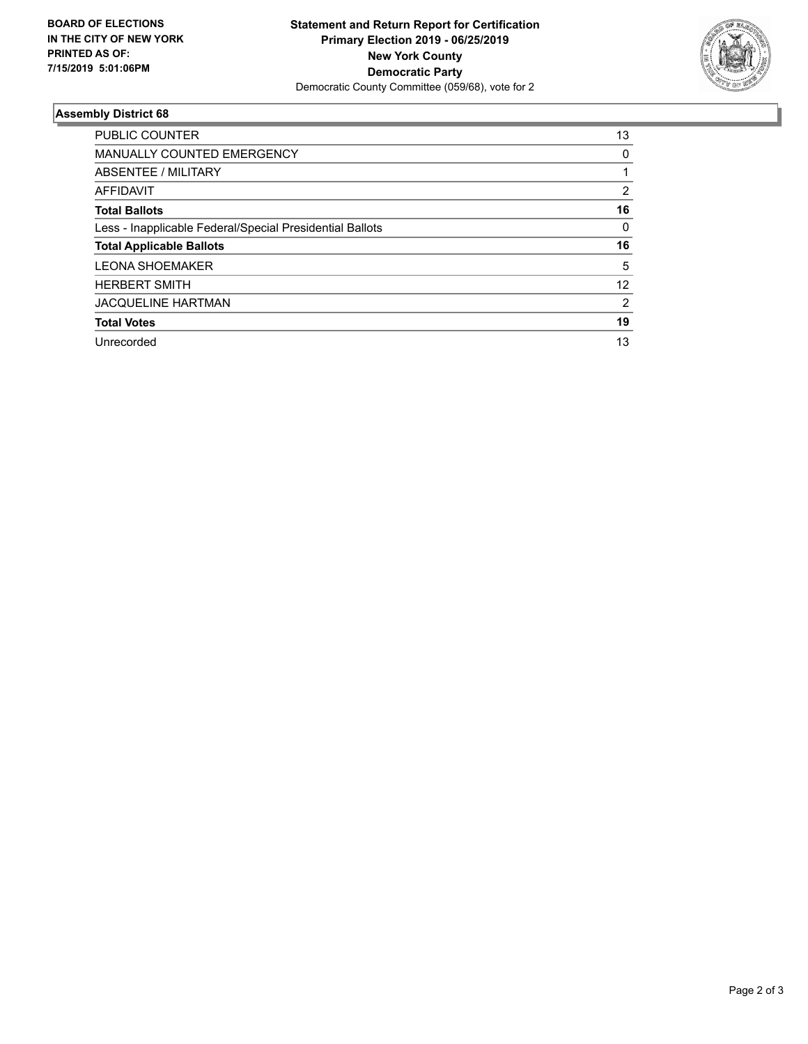BOARD OF ELECTIONS
IN THE CITY OF NEW YORK
PRINTED AS OF:
7/15/2019 5:01:06PM

**Statement and Return Report for Certification**
**Primary Election 2019 - 06/25/2019**
**New York County**
**Democratic Party**
Democratic County Committee (059/68), vote for 2

## Assembly District 68

| | |
|---|---|
| PUBLIC COUNTER | 13 |
| MANUALLY COUNTED EMERGENCY | 0 |
| ABSENTEE / MILITARY | 1 |
| AFFIDAVIT | 2 |
| **Total Ballots** | **16** |
| Less - Inapplicable Federal/Special Presidential Ballots | 0 |
| **Total Applicable Ballots** | **16** |
| LEONA SHOEMAKER | 5 |
| HERBERT SMITH | 12 |
| JACQUELINE HARTMAN | 2 |
| **Total Votes** | **19** |
| Unrecorded | 13 |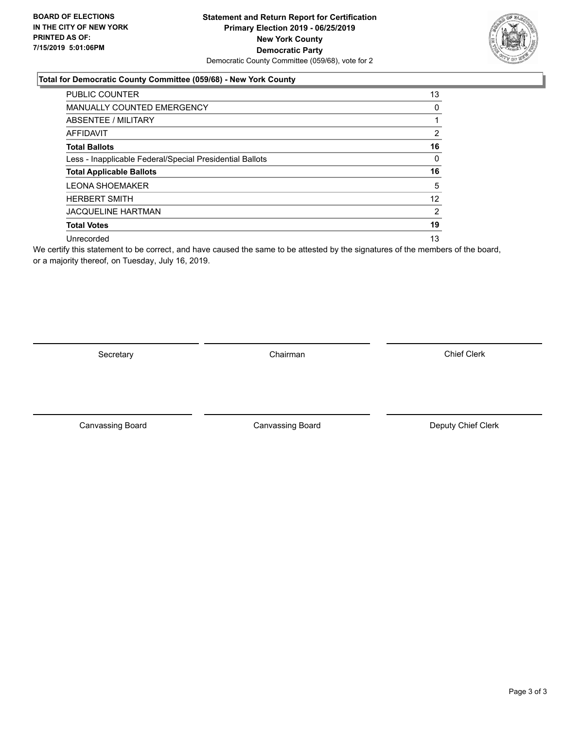**BOARD OF ELECTIONS IN THE CITY OF NEW YORK PRINTED AS OF: 7/15/2019 5:01:06PM**

**Statement and Return Report for Certification**
**Primary Election 2019 - 06/25/2019**
**New York County**
**Democratic Party**
Democratic County Committee (059/68), vote for 2

**Total for Democratic County Committee (059/68) - New York County**

| | |
|---|---|
| PUBLIC COUNTER | 13 |
| MANUALLY COUNTED EMERGENCY | 0 |
| ABSENTEE / MILITARY | 1 |
| AFFIDAVIT | 2 |
| **Total Ballots** | **16** |
| Less - Inapplicable Federal/Special Presidential Ballots | 0 |
| **Total Applicable Ballots** | **16** |
| LEONA SHOEMAKER | 5 |
| HERBERT SMITH | 12 |
| JACQUELINE HARTMAN | 2 |
| **Total Votes** | **19** |
| Unrecorded | 13 |

We certify this statement to be correct, and have caused the same to be attested by the signatures of the members of the board, or a majority thereof, on Tuesday, July 16, 2019.

Secretary

Chairman

Chief Clerk

Canvassing Board

Canvassing Board

Deputy Chief Clerk